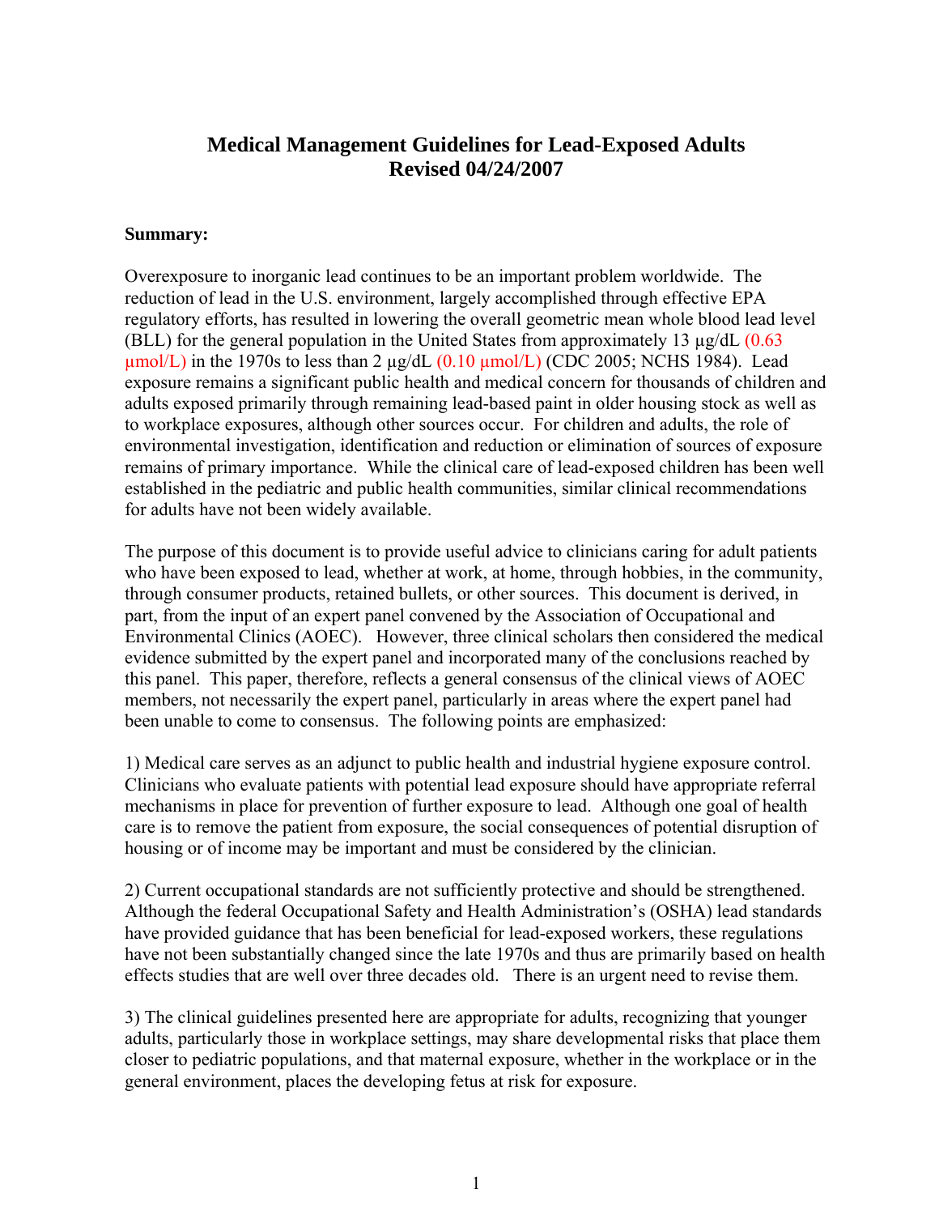# Medical Management Guidelines for Lead-Exposed Adults
# Revised 04/24/2007

**Summary:**

Overexposure to inorganic lead continues to be an important problem worldwide. The reduction of lead in the U.S. environment, largely accomplished through effective EPA regulatory efforts, has resulted in lowering the overall geometric mean whole blood lead level (BLL) for the general population in the United States from approximately 13 µg/dL (0.63 µmol/L) in the 1970s to less than 2 µg/dL (0.10 µmol/L) (CDC 2005; NCHS 1984). Lead exposure remains a significant public health and medical concern for thousands of children and adults exposed primarily through remaining lead-based paint in older housing stock as well as to workplace exposures, although other sources occur. For children and adults, the role of environmental investigation, identification and reduction or elimination of sources of exposure remains of primary importance. While the clinical care of lead-exposed children has been well established in the pediatric and public health communities, similar clinical recommendations for adults have not been widely available.

The purpose of this document is to provide useful advice to clinicians caring for adult patients who have been exposed to lead, whether at work, at home, through hobbies, in the community, through consumer products, retained bullets, or other sources. This document is derived, in part, from the input of an expert panel convened by the Association of Occupational and Environmental Clinics (AOEC). However, three clinical scholars then considered the medical evidence submitted by the expert panel and incorporated many of the conclusions reached by this panel. This paper, therefore, reflects a general consensus of the clinical views of AOEC members, not necessarily the expert panel, particularly in areas where the expert panel had been unable to come to consensus. The following points are emphasized:

1) Medical care serves as an adjunct to public health and industrial hygiene exposure control. Clinicians who evaluate patients with potential lead exposure should have appropriate referral mechanisms in place for prevention of further exposure to lead. Although one goal of health care is to remove the patient from exposure, the social consequences of potential disruption of housing or of income may be important and must be considered by the clinician.

2) Current occupational standards are not sufficiently protective and should be strengthened. Although the federal Occupational Safety and Health Administration's (OSHA) lead standards have provided guidance that has been beneficial for lead-exposed workers, these regulations have not been substantially changed since the late 1970s and thus are primarily based on health effects studies that are well over three decades old. There is an urgent need to revise them.

3) The clinical guidelines presented here are appropriate for adults, recognizing that younger adults, particularly those in workplace settings, may share developmental risks that place them closer to pediatric populations, and that maternal exposure, whether in the workplace or in the general environment, places the developing fetus at risk for exposure.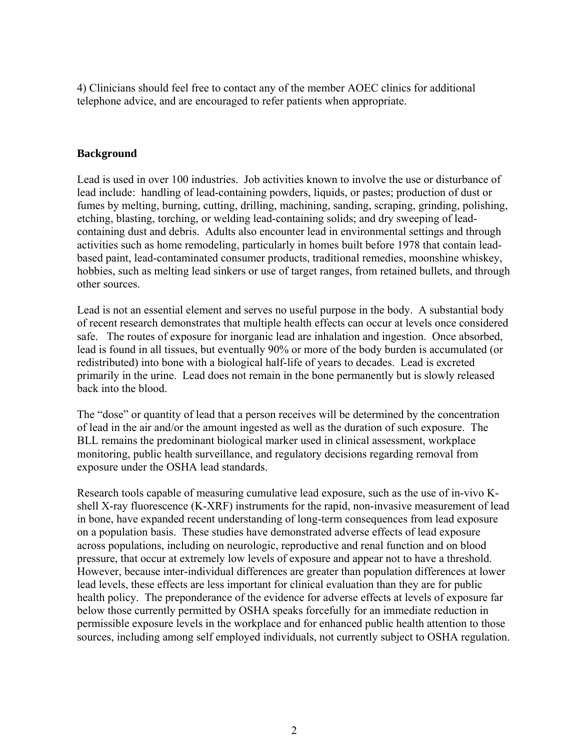4) Clinicians should feel free to contact any of the member AOEC clinics for additional telephone advice, and are encouraged to refer patients when appropriate.

## Background

Lead is used in over 100 industries. Job activities known to involve the use or disturbance of lead include: handling of lead-containing powders, liquids, or pastes; production of dust or fumes by melting, burning, cutting, drilling, machining, sanding, scraping, grinding, polishing, etching, blasting, torching, or welding lead-containing solids; and dry sweeping of lead-containing dust and debris. Adults also encounter lead in environmental settings and through activities such as home remodeling, particularly in homes built before 1978 that contain lead-based paint, lead-contaminated consumer products, traditional remedies, moonshine whiskey, hobbies, such as melting lead sinkers or use of target ranges, from retained bullets, and through other sources.

Lead is not an essential element and serves no useful purpose in the body. A substantial body of recent research demonstrates that multiple health effects can occur at levels once considered safe. The routes of exposure for inorganic lead are inhalation and ingestion. Once absorbed, lead is found in all tissues, but eventually 90% or more of the body burden is accumulated (or redistributed) into bone with a biological half-life of years to decades. Lead is excreted primarily in the urine. Lead does not remain in the bone permanently but is slowly released back into the blood.

The "dose" or quantity of lead that a person receives will be determined by the concentration of lead in the air and/or the amount ingested as well as the duration of such exposure. The BLL remains the predominant biological marker used in clinical assessment, workplace monitoring, public health surveillance, and regulatory decisions regarding removal from exposure under the OSHA lead standards.

Research tools capable of measuring cumulative lead exposure, such as the use of in-vivo K-shell X-ray fluorescence (K-XRF) instruments for the rapid, non-invasive measurement of lead in bone, have expanded recent understanding of long-term consequences from lead exposure on a population basis. These studies have demonstrated adverse effects of lead exposure across populations, including on neurologic, reproductive and renal function and on blood pressure, that occur at extremely low levels of exposure and appear not to have a threshold. However, because inter-individual differences are greater than population differences at lower lead levels, these effects are less important for clinical evaluation than they are for public health policy. The preponderance of the evidence for adverse effects at levels of exposure far below those currently permitted by OSHA speaks forcefully for an immediate reduction in permissible exposure levels in the workplace and for enhanced public health attention to those sources, including among self employed individuals, not currently subject to OSHA regulation.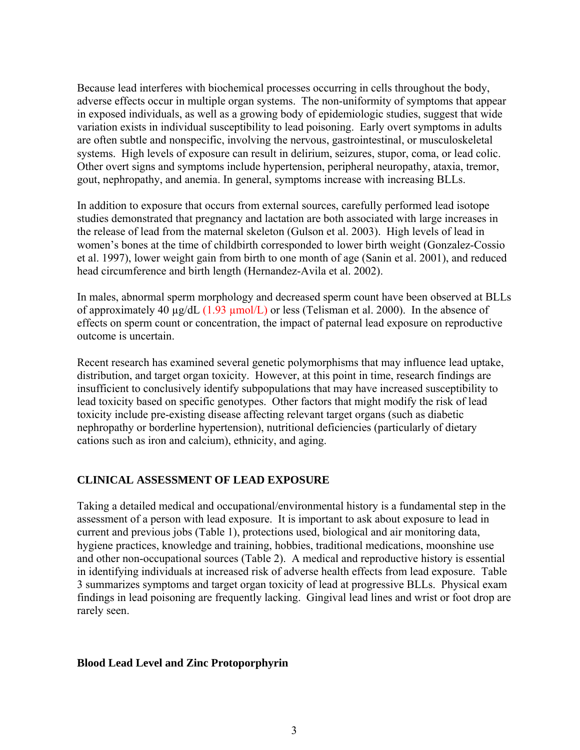Because lead interferes with biochemical processes occurring in cells throughout the body, adverse effects occur in multiple organ systems. The non-uniformity of symptoms that appear in exposed individuals, as well as a growing body of epidemiologic studies, suggest that wide variation exists in individual susceptibility to lead poisoning. Early overt symptoms in adults are often subtle and nonspecific, involving the nervous, gastrointestinal, or musculoskeletal systems. High levels of exposure can result in delirium, seizures, stupor, coma, or lead colic. Other overt signs and symptoms include hypertension, peripheral neuropathy, ataxia, tremor, gout, nephropathy, and anemia. In general, symptoms increase with increasing BLLs.

In addition to exposure that occurs from external sources, carefully performed lead isotope studies demonstrated that pregnancy and lactation are both associated with large increases in the release of lead from the maternal skeleton (Gulson et al. 2003). High levels of lead in women's bones at the time of childbirth corresponded to lower birth weight (Gonzalez-Cossio et al. 1997), lower weight gain from birth to one month of age (Sanin et al. 2001), and reduced head circumference and birth length (Hernandez-Avila et al. 2002).

In males, abnormal sperm morphology and decreased sperm count have been observed at BLLs of approximately 40 µg/dL (1.93 µmol/L) or less (Telisman et al. 2000). In the absence of effects on sperm count or concentration, the impact of paternal lead exposure on reproductive outcome is uncertain.

Recent research has examined several genetic polymorphisms that may influence lead uptake, distribution, and target organ toxicity. However, at this point in time, research findings are insufficient to conclusively identify subpopulations that may have increased susceptibility to lead toxicity based on specific genotypes. Other factors that might modify the risk of lead toxicity include pre-existing disease affecting relevant target organs (such as diabetic nephropathy or borderline hypertension), nutritional deficiencies (particularly of dietary cations such as iron and calcium), ethnicity, and aging.

## CLINICAL ASSESSMENT OF LEAD EXPOSURE

Taking a detailed medical and occupational/environmental history is a fundamental step in the assessment of a person with lead exposure. It is important to ask about exposure to lead in current and previous jobs (Table 1), protections used, biological and air monitoring data, hygiene practices, knowledge and training, hobbies, traditional medications, moonshine use and other non-occupational sources (Table 2). A medical and reproductive history is essential in identifying individuals at increased risk of adverse health effects from lead exposure. Table 3 summarizes symptoms and target organ toxicity of lead at progressive BLLs. Physical exam findings in lead poisoning are frequently lacking. Gingival lead lines and wrist or foot drop are rarely seen.

### Blood Lead Level and Zinc Protoporphyrin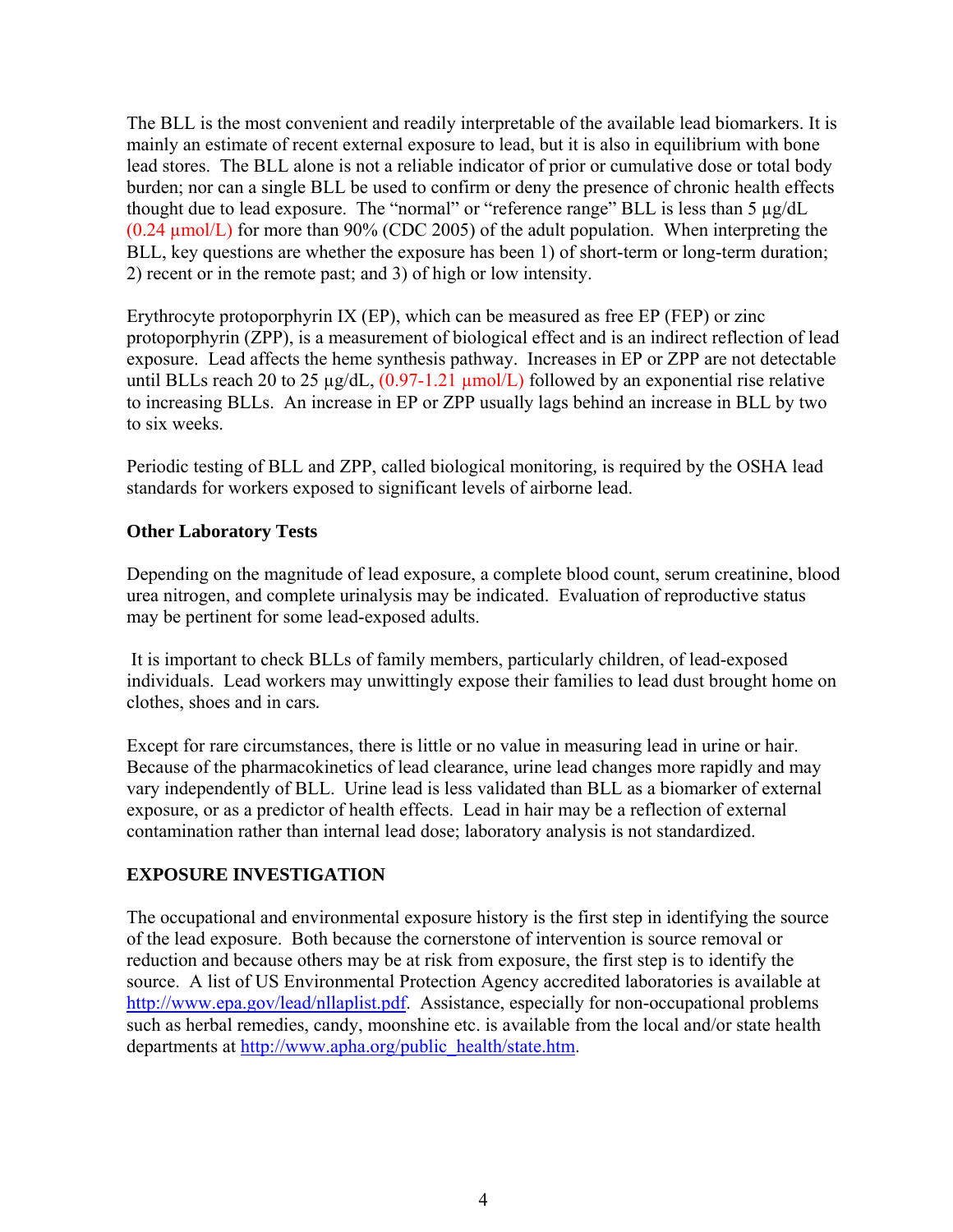The BLL is the most convenient and readily interpretable of the available lead biomarkers. It is mainly an estimate of recent external exposure to lead, but it is also in equilibrium with bone lead stores. The BLL alone is not a reliable indicator of prior or cumulative dose or total body burden; nor can a single BLL be used to confirm or deny the presence of chronic health effects thought due to lead exposure. The "normal" or "reference range" BLL is less than 5 µg/dL (0.24 µmol/L) for more than 90% (CDC 2005) of the adult population. When interpreting the BLL, key questions are whether the exposure has been 1) of short-term or long-term duration; 2) recent or in the remote past; and 3) of high or low intensity.

Erythrocyte protoporphyrin IX (EP), which can be measured as free EP (FEP) or zinc protoporphyrin (ZPP), is a measurement of biological effect and is an indirect reflection of lead exposure. Lead affects the heme synthesis pathway. Increases in EP or ZPP are not detectable until BLLs reach 20 to 25 µg/dL, (0.97-1.21 µmol/L) followed by an exponential rise relative to increasing BLLs. An increase in EP or ZPP usually lags behind an increase in BLL by two to six weeks.

Periodic testing of BLL and ZPP, called biological monitoring, is required by the OSHA lead standards for workers exposed to significant levels of airborne lead.

**Other Laboratory Tests**

Depending on the magnitude of lead exposure, a complete blood count, serum creatinine, blood urea nitrogen, and complete urinalysis may be indicated. Evaluation of reproductive status may be pertinent for some lead-exposed adults.

It is important to check BLLs of family members, particularly children, of lead-exposed individuals. Lead workers may unwittingly expose their families to lead dust brought home on clothes, shoes and in cars.

Except for rare circumstances, there is little or no value in measuring lead in urine or hair. Because of the pharmacokinetics of lead clearance, urine lead changes more rapidly and may vary independently of BLL. Urine lead is less validated than BLL as a biomarker of external exposure, or as a predictor of health effects. Lead in hair may be a reflection of external contamination rather than internal lead dose; laboratory analysis is not standardized.

## EXPOSURE INVESTIGATION

The occupational and environmental exposure history is the first step in identifying the source of the lead exposure. Both because the cornerstone of intervention is source removal or reduction and because others may be at risk from exposure, the first step is to identify the source. A list of US Environmental Protection Agency accredited laboratories is available at http://www.epa.gov/lead/nllaplist.pdf. Assistance, especially for non-occupational problems such as herbal remedies, candy, moonshine etc. is available from the local and/or state health departments at http://www.apha.org/public_health/state.htm.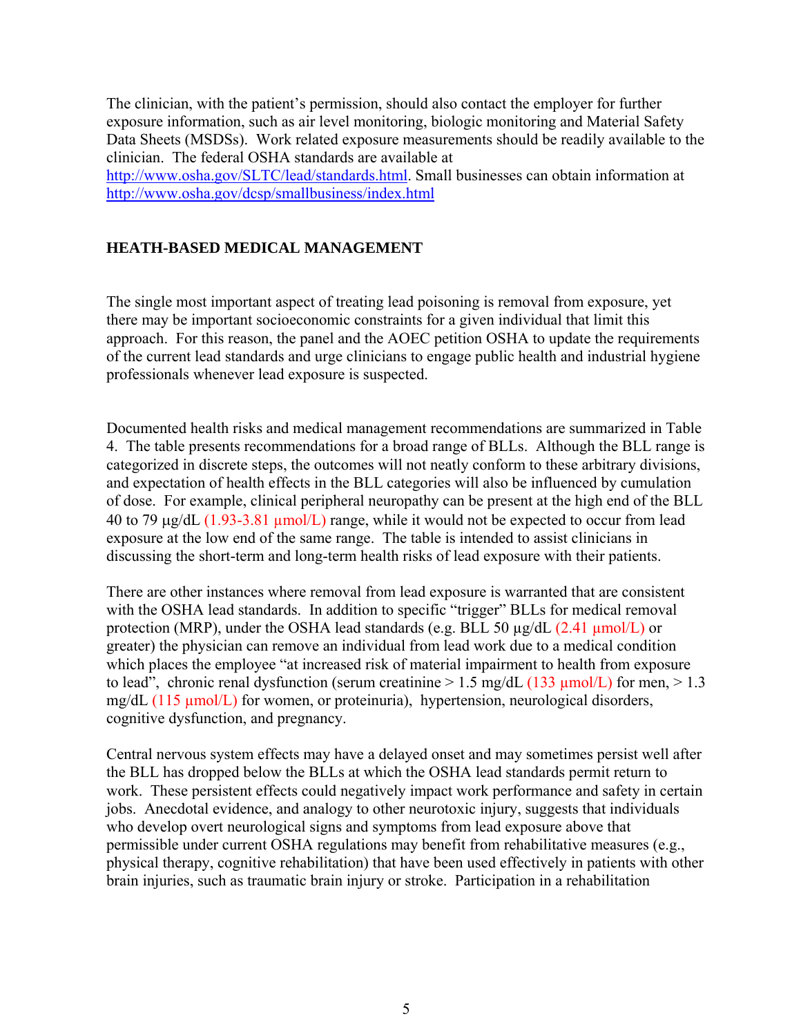The clinician, with the patient's permission, should also contact the employer for further exposure information, such as air level monitoring, biologic monitoring and Material Safety Data Sheets (MSDSs). Work related exposure measurements should be readily available to the clinician. The federal OSHA standards are available at [http://www.osha.gov/SLTC/lead/standards.html](http://www.osha.gov/SLTC/lead/standards.html). Small businesses can obtain information at [http://www.osha.gov/dcsp/smallbusiness/index.html](http://www.osha.gov/dcsp/smallbusiness/index.html)

## HEATH-BASED MEDICAL MANAGEMENT

The single most important aspect of treating lead poisoning is removal from exposure, yet there may be important socioeconomic constraints for a given individual that limit this approach. For this reason, the panel and the AOEC petition OSHA to update the requirements of the current lead standards and urge clinicians to engage public health and industrial hygiene professionals whenever lead exposure is suspected.

Documented health risks and medical management recommendations are summarized in Table 4. The table presents recommendations for a broad range of BLLs. Although the BLL range is categorized in discrete steps, the outcomes will not neatly conform to these arbitrary divisions, and expectation of health effects in the BLL categories will also be influenced by cumulation of dose. For example, clinical peripheral neuropathy can be present at the high end of the BLL 40 to 79 µg/dL (1.93-3.81 µmol/L) range, while it would not be expected to occur from lead exposure at the low end of the same range. The table is intended to assist clinicians in discussing the short-term and long-term health risks of lead exposure with their patients.

There are other instances where removal from lead exposure is warranted that are consistent with the OSHA lead standards. In addition to specific "trigger" BLLs for medical removal protection (MRP), under the OSHA lead standards (e.g. BLL 50 µg/dL (2.41 µmol/L) or greater) the physician can remove an individual from lead work due to a medical condition which places the employee "at increased risk of material impairment to health from exposure to lead", chronic renal dysfunction (serum creatinine > 1.5 mg/dL (133 µmol/L) for men, > 1.3 mg/dL (115 µmol/L) for women, or proteinuria), hypertension, neurological disorders, cognitive dysfunction, and pregnancy.

Central nervous system effects may have a delayed onset and may sometimes persist well after the BLL has dropped below the BLLs at which the OSHA lead standards permit return to work. These persistent effects could negatively impact work performance and safety in certain jobs. Anecdotal evidence, and analogy to other neurotoxic injury, suggests that individuals who develop overt neurological signs and symptoms from lead exposure above that permissible under current OSHA regulations may benefit from rehabilitative measures (e.g., physical therapy, cognitive rehabilitation) that have been used effectively in patients with other brain injuries, such as traumatic brain injury or stroke. Participation in a rehabilitation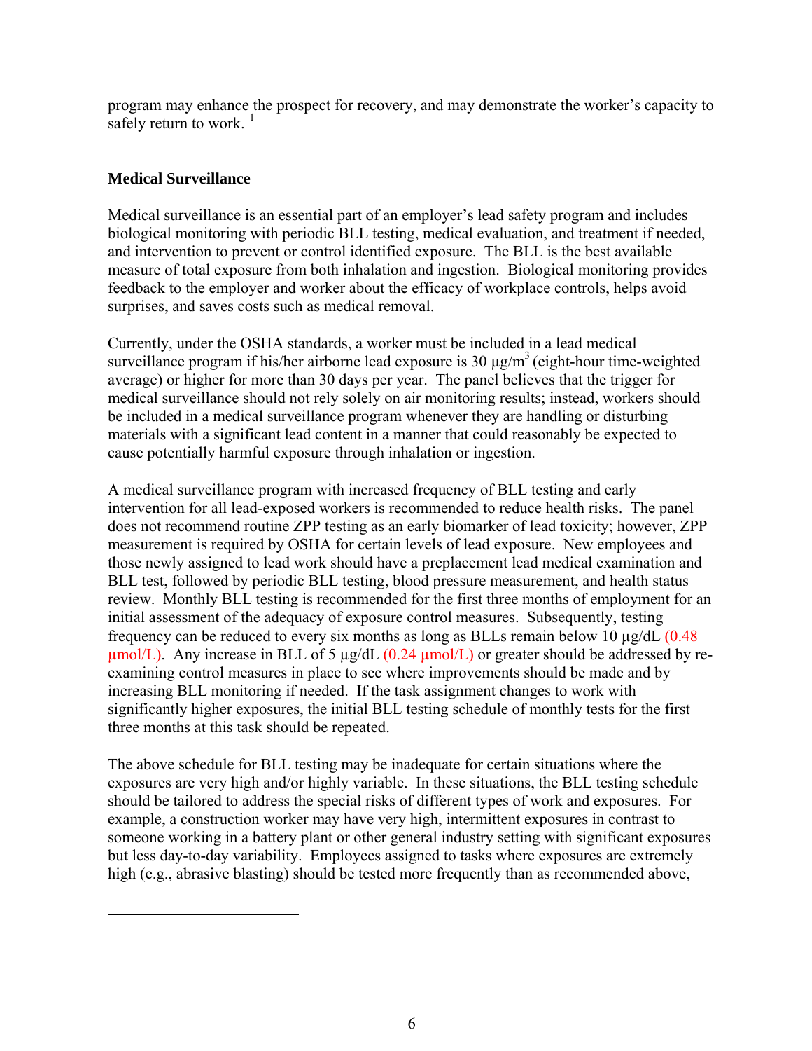program may enhance the prospect for recovery, and may demonstrate the worker's capacity to safely return to work. [1]

## Medical Surveillance

Medical surveillance is an essential part of an employer's lead safety program and includes biological monitoring with periodic BLL testing, medical evaluation, and treatment if needed, and intervention to prevent or control identified exposure. The BLL is the best available measure of total exposure from both inhalation and ingestion. Biological monitoring provides feedback to the employer and worker about the efficacy of workplace controls, helps avoid surprises, and saves costs such as medical removal.

Currently, under the OSHA standards, a worker must be included in a lead medical surveillance program if his/her airborne lead exposure is 30 µg/m$^3$ (eight-hour time-weighted average) or higher for more than 30 days per year. The panel believes that the trigger for medical surveillance should not rely solely on air monitoring results; instead, workers should be included in a medical surveillance program whenever they are handling or disturbing materials with a significant lead content in a manner that could reasonably be expected to cause potentially harmful exposure through inhalation or ingestion.

A medical surveillance program with increased frequency of BLL testing and early intervention for all lead-exposed workers is recommended to reduce health risks. The panel does not recommend routine ZPP testing as an early biomarker of lead toxicity; however, ZPP measurement is required by OSHA for certain levels of lead exposure. New employees and those newly assigned to lead work should have a preplacement lead medical examination and BLL test, followed by periodic BLL testing, blood pressure measurement, and health status review. Monthly BLL testing is recommended for the first three months of employment for an initial assessment of the adequacy of exposure control measures. Subsequently, testing frequency can be reduced to every six months as long as BLLs remain below 10 µg/dL (0.48 µmol/L). Any increase in BLL of 5 µg/dL (0.24 µmol/L) or greater should be addressed by re-examining control measures in place to see where improvements should be made and by increasing BLL monitoring if needed. If the task assignment changes to work with significantly higher exposures, the initial BLL testing schedule of monthly tests for the first three months at this task should be repeated.

The above schedule for BLL testing may be inadequate for certain situations where the exposures are very high and/or highly variable. In these situations, the BLL testing schedule should be tailored to address the special risks of different types of work and exposures. For example, a construction worker may have very high, intermittent exposures in contrast to someone working in a battery plant or other general industry setting with significant exposures but less day-to-day variability. Employees assigned to tasks where exposures are extremely high (e.g., abrasive blasting) should be tested more frequently than as recommended above,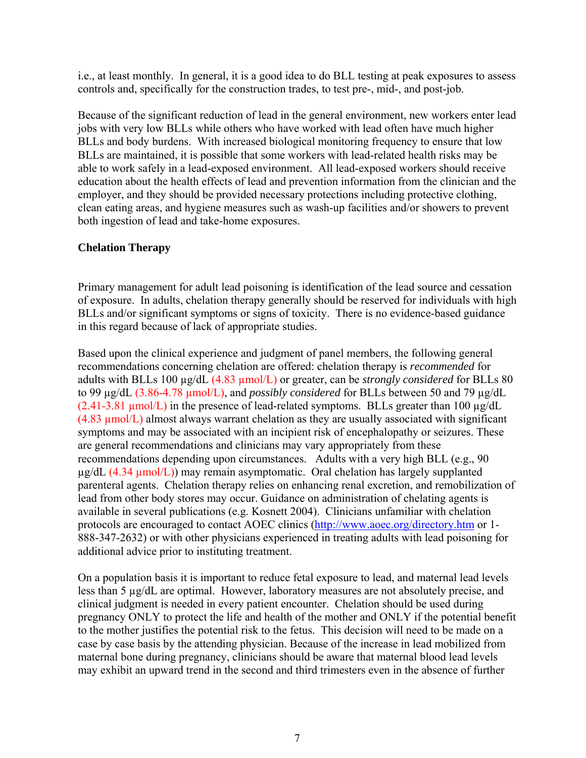i.e., at least monthly. In general, it is a good idea to do BLL testing at peak exposures to assess controls and, specifically for the construction trades, to test pre-, mid-, and post-job.

Because of the significant reduction of lead in the general environment, new workers enter lead jobs with very low BLLs while others who have worked with lead often have much higher BLLs and body burdens. With increased biological monitoring frequency to ensure that low BLLs are maintained, it is possible that some workers with lead-related health risks may be able to work safely in a lead-exposed environment. All lead-exposed workers should receive education about the health effects of lead and prevention information from the clinician and the employer, and they should be provided necessary protections including protective clothing, clean eating areas, and hygiene measures such as wash-up facilities and/or showers to prevent both ingestion of lead and take-home exposures.

**Chelation Therapy**

Primary management for adult lead poisoning is identification of the lead source and cessation of exposure. In adults, chelation therapy generally should be reserved for individuals with high BLLs and/or significant symptoms or signs of toxicity. There is no evidence-based guidance in this regard because of lack of appropriate studies.

Based upon the clinical experience and judgment of panel members, the following general recommendations concerning chelation are offered: chelation therapy is *recommended* for adults with BLLs 100 µg/dL (4.83 µmol/L) or greater, can be *strongly considered* for BLLs 80 to 99 µg/dL (3.86-4.78 µmol/L), and *possibly considered* for BLLs between 50 and 79 µg/dL (2.41-3.81 µmol/L) in the presence of lead-related symptoms. BLLs greater than 100 µg/dL (4.83 µmol/L) almost always warrant chelation as they are usually associated with significant symptoms and may be associated with an incipient risk of encephalopathy or seizures. These are general recommendations and clinicians may vary appropriately from these recommendations depending upon circumstances. Adults with a very high BLL (e.g., 90 µg/dL (4.34 µmol/L)) may remain asymptomatic. Oral chelation has largely supplanted parenteral agents. Chelation therapy relies on enhancing renal excretion, and remobilization of lead from other body stores may occur. Guidance on administration of chelating agents is available in several publications (e.g. Kosnett 2004). Clinicians unfamiliar with chelation protocols are encouraged to contact AOEC clinics (http://www.aoec.org/directory.htm or 1-888-347-2632) or with other physicians experienced in treating adults with lead poisoning for additional advice prior to instituting treatment.

On a population basis it is important to reduce fetal exposure to lead, and maternal lead levels less than 5 µg/dL are optimal. However, laboratory measures are not absolutely precise, and clinical judgment is needed in every patient encounter. Chelation should be used during pregnancy ONLY to protect the life and health of the mother and ONLY if the potential benefit to the mother justifies the potential risk to the fetus. This decision will need to be made on a case by case basis by the attending physician. Because of the increase in lead mobilized from maternal bone during pregnancy, clinicians should be aware that maternal blood lead levels may exhibit an upward trend in the second and third trimesters even in the absence of further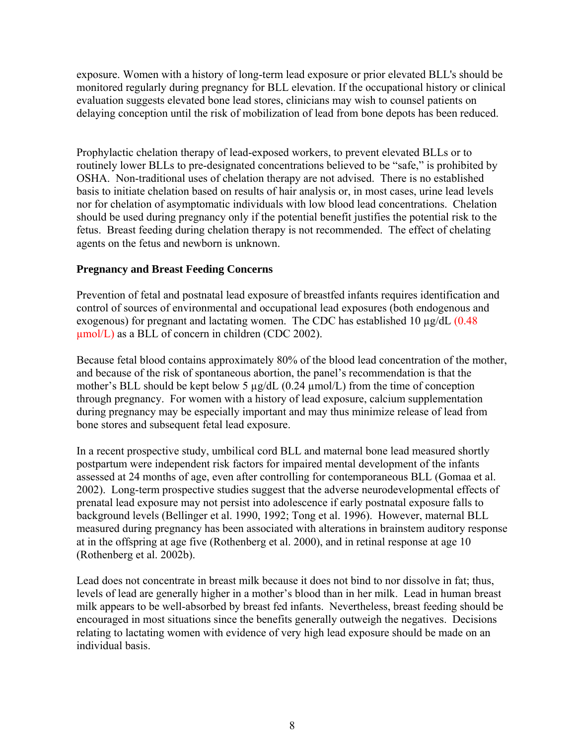exposure. Women with a history of long-term lead exposure or prior elevated BLL's should be monitored regularly during pregnancy for BLL elevation. If the occupational history or clinical evaluation suggests elevated bone lead stores, clinicians may wish to counsel patients on delaying conception until the risk of mobilization of lead from bone depots has been reduced.

Prophylactic chelation therapy of lead-exposed workers, to prevent elevated BLLs or to routinely lower BLLs to pre-designated concentrations believed to be "safe," is prohibited by OSHA. Non-traditional uses of chelation therapy are not advised. There is no established basis to initiate chelation based on results of hair analysis or, in most cases, urine lead levels nor for chelation of asymptomatic individuals with low blood lead concentrations. Chelation should be used during pregnancy only if the potential benefit justifies the potential risk to the fetus. Breast feeding during chelation therapy is not recommended. The effect of chelating agents on the fetus and newborn is unknown.

**Pregnancy and Breast Feeding Concerns**

Prevention of fetal and postnatal lead exposure of breastfed infants requires identification and control of sources of environmental and occupational lead exposures (both endogenous and exogenous) for pregnant and lactating women. The CDC has established 10 µg/dL (0.48 µmol/L) as a BLL of concern in children (CDC 2002).

Because fetal blood contains approximately 80% of the blood lead concentration of the mother, and because of the risk of spontaneous abortion, the panel's recommendation is that the mother's BLL should be kept below 5 µg/dL (0.24 µmol/L) from the time of conception through pregnancy. For women with a history of lead exposure, calcium supplementation during pregnancy may be especially important and may thus minimize release of lead from bone stores and subsequent fetal lead exposure.

In a recent prospective study, umbilical cord BLL and maternal bone lead measured shortly postpartum were independent risk factors for impaired mental development of the infants assessed at 24 months of age, even after controlling for contemporaneous BLL (Gomaa et al. 2002). Long-term prospective studies suggest that the adverse neurodevelopmental effects of prenatal lead exposure may not persist into adolescence if early postnatal exposure falls to background levels (Bellinger et al. 1990, 1992; Tong et al. 1996). However, maternal BLL measured during pregnancy has been associated with alterations in brainstem auditory response at in the offspring at age five (Rothenberg et al. 2000), and in retinal response at age 10 (Rothenberg et al. 2002b).

Lead does not concentrate in breast milk because it does not bind to nor dissolve in fat; thus, levels of lead are generally higher in a mother's blood than in her milk. Lead in human breast milk appears to be well-absorbed by breast fed infants. Nevertheless, breast feeding should be encouraged in most situations since the benefits generally outweigh the negatives. Decisions relating to lactating women with evidence of very high lead exposure should be made on an individual basis.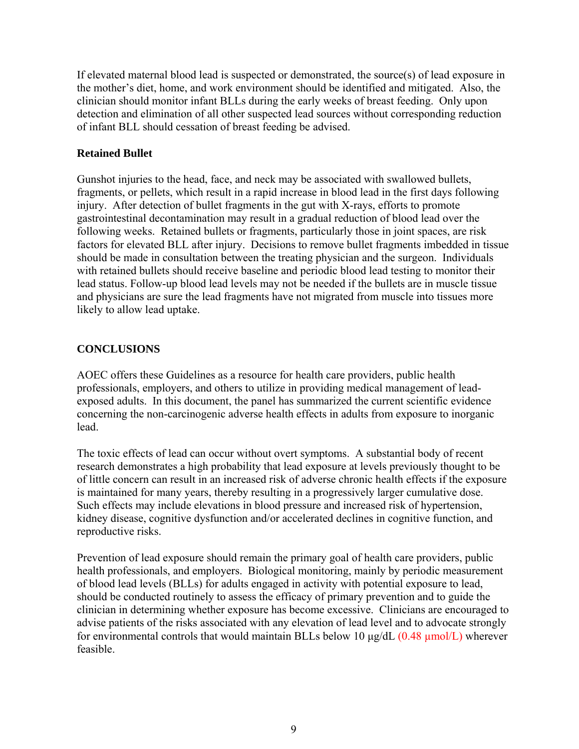If elevated maternal blood lead is suspected or demonstrated, the source(s) of lead exposure in the mother's diet, home, and work environment should be identified and mitigated. Also, the clinician should monitor infant BLLs during the early weeks of breast feeding. Only upon detection and elimination of all other suspected lead sources without corresponding reduction of infant BLL should cessation of breast feeding be advised.

**Retained Bullet**

Gunshot injuries to the head, face, and neck may be associated with swallowed bullets, fragments, or pellets, which result in a rapid increase in blood lead in the first days following injury. After detection of bullet fragments in the gut with X-rays, efforts to promote gastrointestinal decontamination may result in a gradual reduction of blood lead over the following weeks. Retained bullets or fragments, particularly those in joint spaces, are risk factors for elevated BLL after injury. Decisions to remove bullet fragments imbedded in tissue should be made in consultation between the treating physician and the surgeon. Individuals with retained bullets should receive baseline and periodic blood lead testing to monitor their lead status. Follow-up blood lead levels may not be needed if the bullets are in muscle tissue and physicians are sure the lead fragments have not migrated from muscle into tissues more likely to allow lead uptake.

## CONCLUSIONS

AOEC offers these Guidelines as a resource for health care providers, public health professionals, employers, and others to utilize in providing medical management of lead-exposed adults. In this document, the panel has summarized the current scientific evidence concerning the non-carcinogenic adverse health effects in adults from exposure to inorganic lead.

The toxic effects of lead can occur without overt symptoms. A substantial body of recent research demonstrates a high probability that lead exposure at levels previously thought to be of little concern can result in an increased risk of adverse chronic health effects if the exposure is maintained for many years, thereby resulting in a progressively larger cumulative dose. Such effects may include elevations in blood pressure and increased risk of hypertension, kidney disease, cognitive dysfunction and/or accelerated declines in cognitive function, and reproductive risks.

Prevention of lead exposure should remain the primary goal of health care providers, public health professionals, and employers. Biological monitoring, mainly by periodic measurement of blood lead levels (BLLs) for adults engaged in activity with potential exposure to lead, should be conducted routinely to assess the efficacy of primary prevention and to guide the clinician in determining whether exposure has become excessive. Clinicians are encouraged to advise patients of the risks associated with any elevation of lead level and to advocate strongly for environmental controls that would maintain BLLs below 10 µg/dL (0.48 µmol/L) wherever feasible.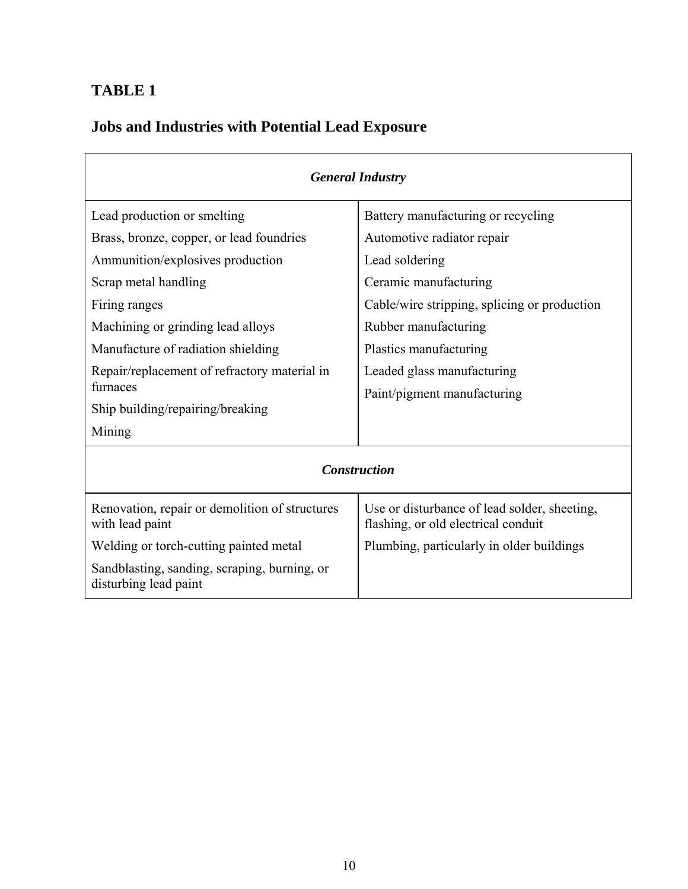## TABLE 1

## Jobs and Industries with Potential Lead Exposure

| *General Industry* | |
|---|---|
| Lead production or smelting | Battery manufacturing or recycling |
| Brass, bronze, copper, or lead foundries | Automotive radiator repair |
| Ammunition/explosives production | Lead soldering |
| Scrap metal handling | Ceramic manufacturing |
| Firing ranges | Cable/wire stripping, splicing or production |
| Machining or grinding lead alloys | Rubber manufacturing |
| Manufacture of radiation shielding | Plastics manufacturing |
| Repair/replacement of refractory material in furnaces | Leaded glass manufacturing |
| Ship building/repairing/breaking | Paint/pigment manufacturing |
| Mining | |
| ***Construction*** | |
| Renovation, repair or demolition of structures with lead paint | Use or disturbance of lead solder, sheeting, flashing, or old electrical conduit |
| Welding or torch-cutting painted metal | Plumbing, particularly in older buildings |
| Sandblasting, sanding, scraping, burning, or disturbing lead paint | |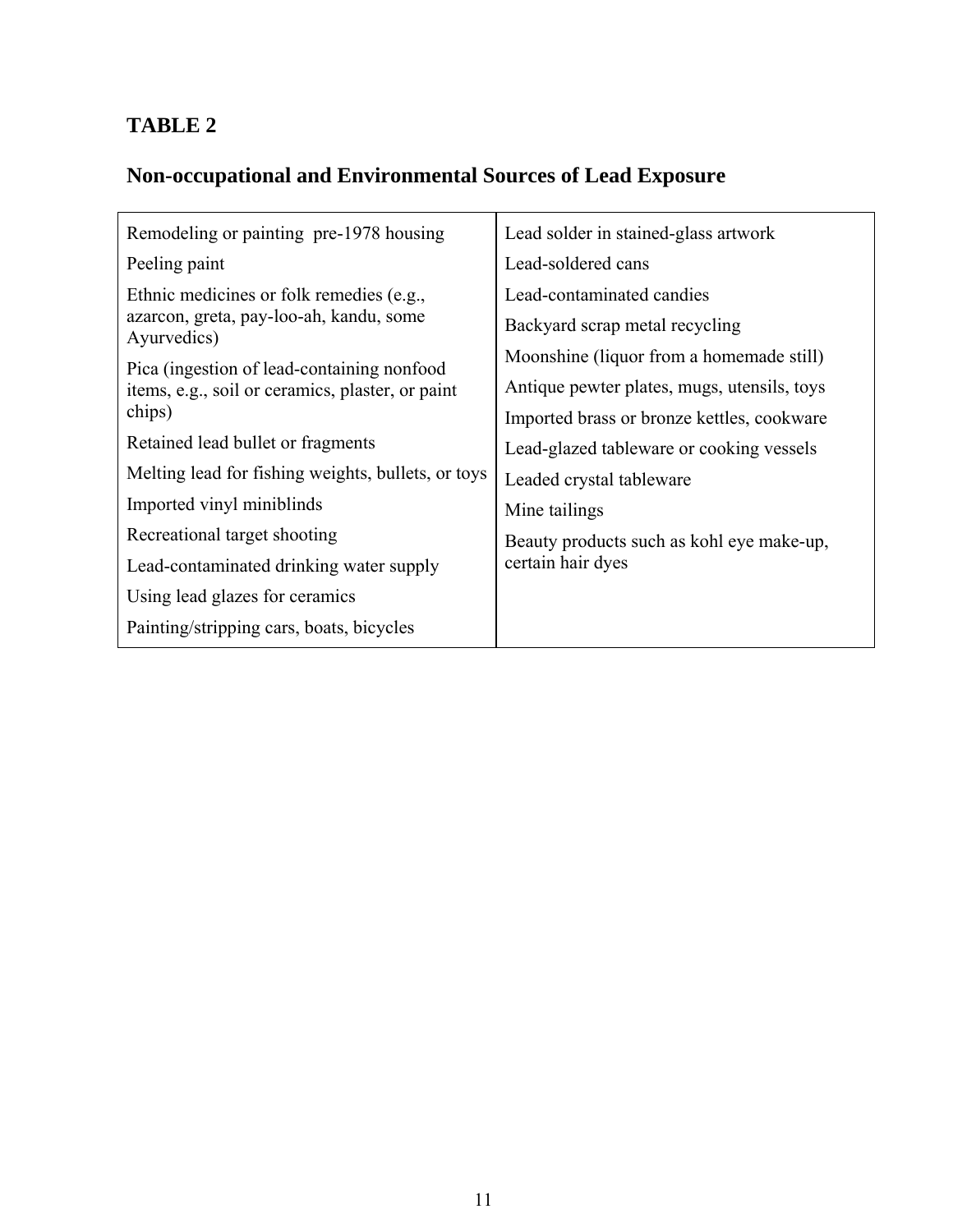## TABLE 2

## Non-occupational and Environmental Sources of Lead Exposure

| | |
|---|---|
| Remodeling or painting pre-1978 housing | Lead solder in stained-glass artwork |
| Peeling paint | Lead-soldered cans |
| Ethnic medicines or folk remedies (e.g., azarcon, greta, pay-loo-ah, kandu, some Ayurvedics) | Lead-contaminated candies |
| Pica (ingestion of lead-containing nonfood items, e.g., soil or ceramics, plaster, or paint chips) | Backyard scrap metal recycling |
| Retained lead bullet or fragments | Moonshine (liquor from a homemade still) |
| Melting lead for fishing weights, bullets, or toys | Antique pewter plates, mugs, utensils, toys |
| Imported vinyl miniblinds | Imported brass or bronze kettles, cookware |
| Recreational target shooting | Lead-glazed tableware or cooking vessels |
| Lead-contaminated drinking water supply | Leaded crystal tableware |
| Using lead glazes for ceramics | Mine tailings |
| Painting/stripping cars, boats, bicycles | Beauty products such as kohl eye make-up, certain hair dyes |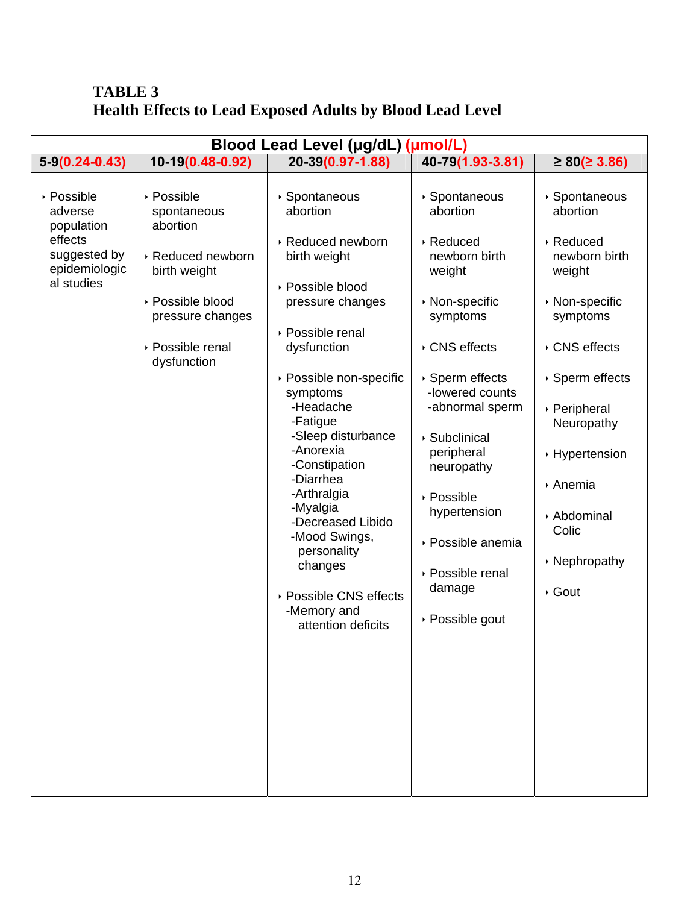**TABLE 3**
**Health Effects to Lead Exposed Adults by Blood Lead Level**

| Blood Lead Level (µg/dL) (µmol/L) | | | | |
|---|---|---|---|---|
| 5-9 (0.24-0.43) | 10-19 (0.48-0.92) | 20-39 (0.97-1.88) | 40-79 (1.93-3.81) | ≥ 80 (≥ 3.86) |
| • Possible adverse population effects suggested by epidemiological studies | • Possible spontaneous abortion<br><br>• Reduced newborn birth weight<br><br>• Possible blood pressure changes<br><br>• Possible renal dysfunction | • Spontaneous abortion<br><br>• Reduced newborn birth weight<br><br>• Possible blood pressure changes<br><br>• Possible renal dysfunction<br><br>• Possible non-specific symptoms<br>-Headache<br>-Fatigue<br>-Sleep disturbance<br>-Anorexia<br>-Constipation<br>-Diarrhea<br>-Arthralgia<br>-Myalgia<br>-Decreased Libido<br>-Mood Swings, personality changes<br><br>• Possible CNS effects<br>-Memory and attention deficits | • Spontaneous abortion<br><br>• Reduced newborn birth weight<br><br>• Non-specific symptoms<br><br>• CNS effects<br><br>• Sperm effects<br>-lowered counts<br>-abnormal sperm<br><br>• Subclinical peripheral neuropathy<br><br>• Possible hypertension<br><br>• Possible anemia<br><br>• Possible renal damage<br><br>• Possible gout | • Spontaneous abortion<br><br>• Reduced newborn birth weight<br><br>• Non-specific symptoms<br><br>• CNS effects<br><br>• Sperm effects<br><br>• Peripheral Neuropathy<br><br>• Hypertension<br><br>• Anemia<br><br>• Abdominal Colic<br><br>• Nephropathy<br><br>• Gout |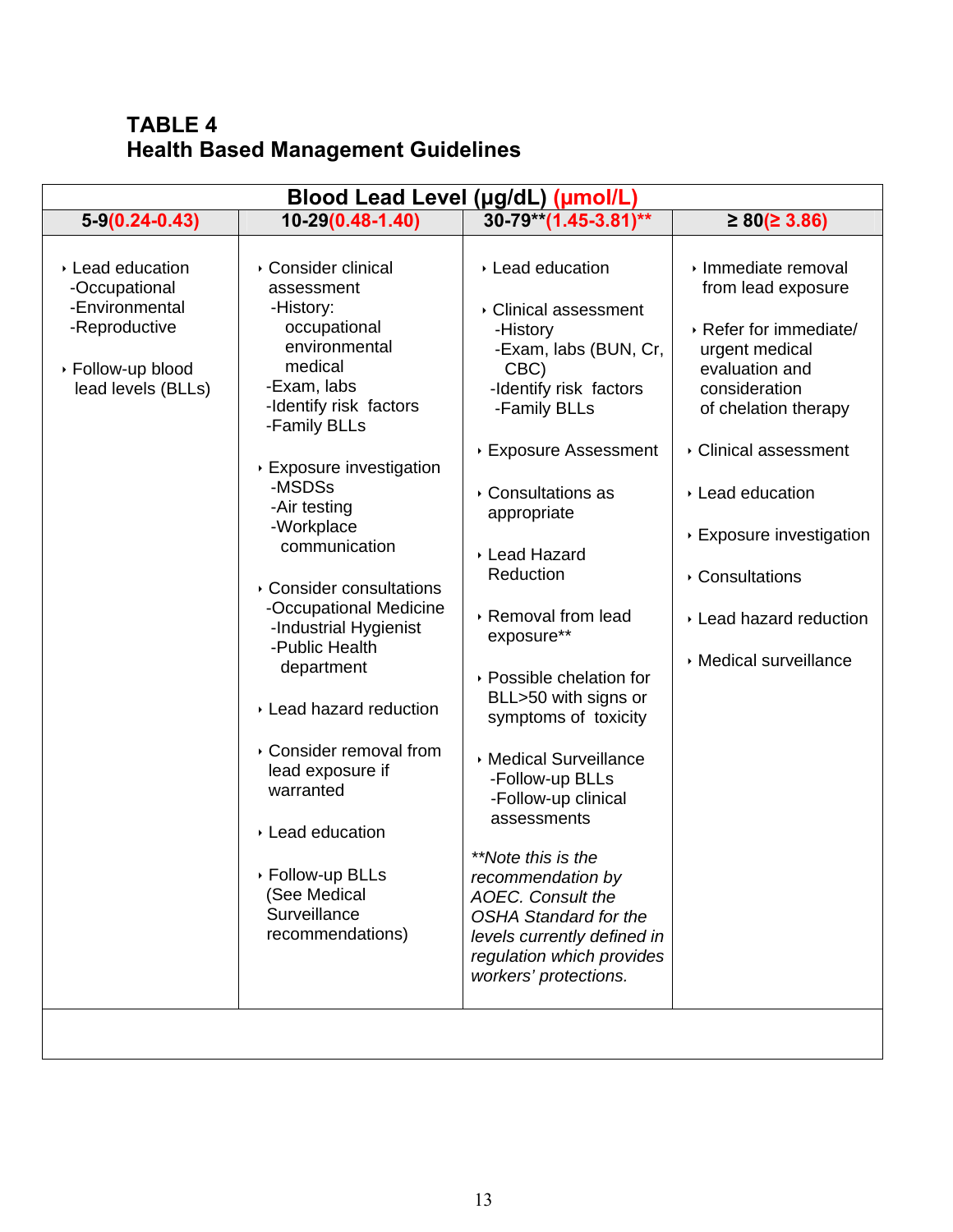**TABLE 4**
**Health Based Management Guidelines**

| Blood Lead Level (µg/dL) (µmol/L) | | | |
|---|---|---|---|
| **5-9(0.24-0.43)** | **10-29(0.48-1.40)** | **30-79\*\*(1.45-3.81)\*\*** | **≥ 80(≥ 3.86)** |
| • Lead education<br>-Occupational<br>-Environmental<br>-Reproductive<br><br>• Follow-up blood lead levels (BLLs) | • Consider clinical assessment<br>-History: occupational environmental medical<br>-Exam, labs<br>-Identify risk factors<br>-Family BLLs<br><br>• Exposure investigation<br>-MSDSs<br>-Air testing<br>-Workplace communication<br><br>• Consider consultations<br>-Occupational Medicine<br>-Industrial Hygienist<br>-Public Health department<br><br>• Lead hazard reduction<br><br>• Consider removal from lead exposure if warranted<br><br>• Lead education<br><br>• Follow-up BLLs (See Medical Surveillance recommendations) | • Lead education<br><br>• Clinical assessment<br>-History<br>-Exam, labs (BUN, Cr, CBC)<br>-Identify risk factors<br>-Family BLLs<br><br>• Exposure Assessment<br><br>• Consultations as appropriate<br><br>• Lead Hazard Reduction<br><br>• Removal from lead exposure\*\*<br><br>• Possible chelation for BLL>50 with signs or symptoms of toxicity<br><br>• Medical Surveillance<br>-Follow-up BLLs<br>-Follow-up clinical assessments<br><br>*\*\*Note this is the recommendation by AOEC. Consult the OSHA Standard for the levels currently defined in regulation which provides workers' protections.* | • Immediate removal from lead exposure<br><br>• Refer for immediate/ urgent medical evaluation and consideration of chelation therapy<br><br>• Clinical assessment<br><br>• Lead education<br><br>• Exposure investigation<br><br>• Consultations<br><br>• Lead hazard reduction<br><br>• Medical surveillance |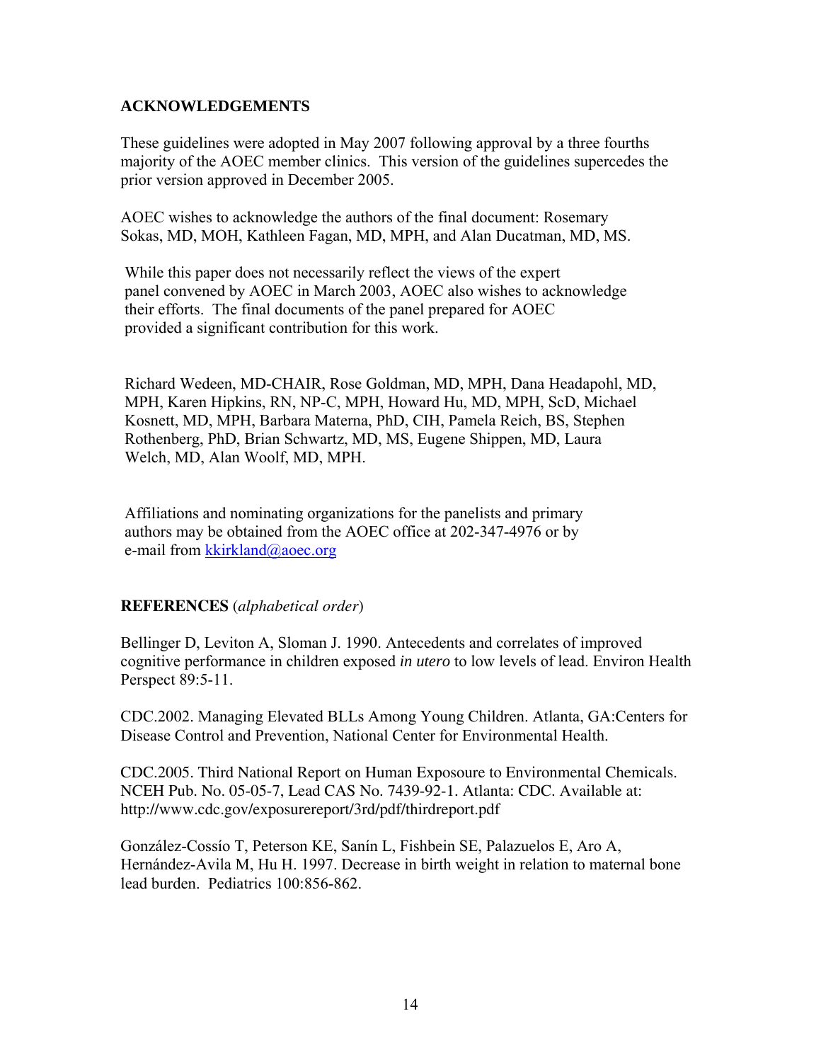## ACKNOWLEDGEMENTS

These guidelines were adopted in May 2007 following approval by a three fourths majority of the AOEC member clinics. This version of the guidelines supercedes the prior version approved in December 2005.

AOEC wishes to acknowledge the authors of the final document: Rosemary Sokas, MD, MOH, Kathleen Fagan, MD, MPH, and Alan Ducatman, MD, MS.

While this paper does not necessarily reflect the views of the expert panel convened by AOEC in March 2003, AOEC also wishes to acknowledge their efforts. The final documents of the panel prepared for AOEC provided a significant contribution for this work.

Richard Wedeen, MD-CHAIR, Rose Goldman, MD, MPH, Dana Headapohl, MD, MPH, Karen Hipkins, RN, NP-C, MPH, Howard Hu, MD, MPH, ScD, Michael Kosnett, MD, MPH, Barbara Materna, PhD, CIH, Pamela Reich, BS, Stephen Rothenberg, PhD, Brian Schwartz, MD, MS, Eugene Shippen, MD, Laura Welch, MD, Alan Woolf, MD, MPH.

Affiliations and nominating organizations for the panelists and primary authors may be obtained from the AOEC office at 202-347-4976 or by e-mail from kkirkland@aoec.org

## REFERENCES (*alphabetical order*)

Bellinger D, Leviton A, Sloman J. 1990. Antecedents and correlates of improved cognitive performance in children exposed *in utero* to low levels of lead. Environ Health Perspect 89:5-11.

CDC.2002. Managing Elevated BLLs Among Young Children. Atlanta, GA:Centers for Disease Control and Prevention, National Center for Environmental Health.

CDC.2005. Third National Report on Human Exposoure to Environmental Chemicals. NCEH Pub. No. 05-05-7, Lead CAS No. 7439-92-1. Atlanta: CDC. Available at: http://www.cdc.gov/exposurereport/3rd/pdf/thirdreport.pdf

González-Cossío T, Peterson KE, Sanín L, Fishbein SE, Palazuelos E, Aro A, Hernández-Avila M, Hu H. 1997. Decrease in birth weight in relation to maternal bone lead burden. Pediatrics 100:856-862.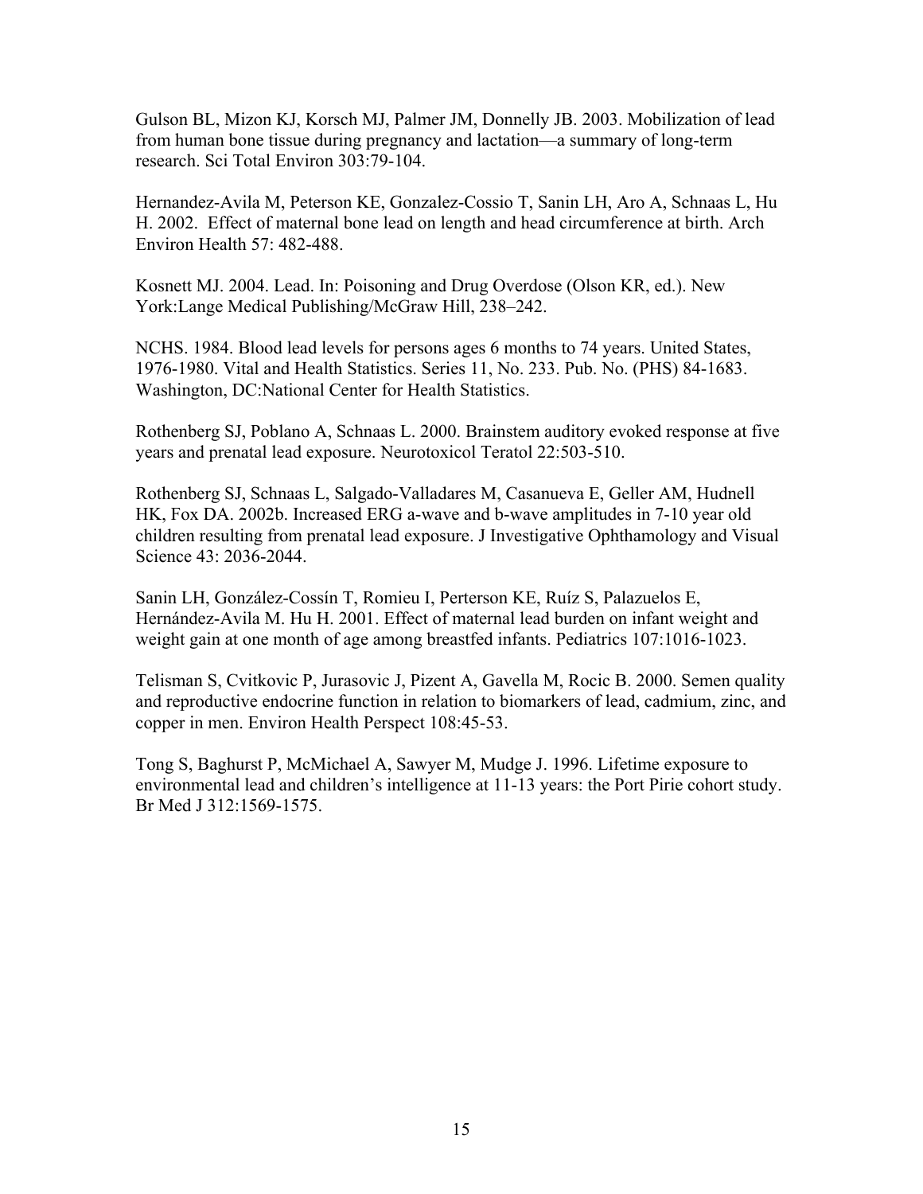Gulson BL, Mizon KJ, Korsch MJ, Palmer JM, Donnelly JB. 2003. Mobilization of lead from human bone tissue during pregnancy and lactation—a summary of long-term research. Sci Total Environ 303:79-104.

Hernandez-Avila M, Peterson KE, Gonzalez-Cossio T, Sanin LH, Aro A, Schnaas L, Hu H. 2002. Effect of maternal bone lead on length and head circumference at birth. Arch Environ Health 57: 482-488.

Kosnett MJ. 2004. Lead. In: Poisoning and Drug Overdose (Olson KR, ed.). New York:Lange Medical Publishing/McGraw Hill, 238–242.

NCHS. 1984. Blood lead levels for persons ages 6 months to 74 years. United States, 1976-1980. Vital and Health Statistics. Series 11, No. 233. Pub. No. (PHS) 84-1683. Washington, DC:National Center for Health Statistics.

Rothenberg SJ, Poblano A, Schnaas L. 2000. Brainstem auditory evoked response at five years and prenatal lead exposure. Neurotoxicol Teratol 22:503-510.

Rothenberg SJ, Schnaas L, Salgado-Valladares M, Casanueva E, Geller AM, Hudnell HK, Fox DA. 2002b. Increased ERG a-wave and b-wave amplitudes in 7-10 year old children resulting from prenatal lead exposure. J Investigative Ophthamology and Visual Science 43: 2036-2044.

Sanin LH, González-Cossín T, Romieu I, Perterson KE, Ruíz S, Palazuelos E, Hernández-Avila M. Hu H. 2001. Effect of maternal lead burden on infant weight and weight gain at one month of age among breastfed infants. Pediatrics 107:1016-1023.

Telisman S, Cvitkovic P, Jurasovic J, Pizent A, Gavella M, Rocic B. 2000. Semen quality and reproductive endocrine function in relation to biomarkers of lead, cadmium, zinc, and copper in men. Environ Health Perspect 108:45-53.

Tong S, Baghurst P, McMichael A, Sawyer M, Mudge J. 1996. Lifetime exposure to environmental lead and children's intelligence at 11-13 years: the Port Pirie cohort study. Br Med J 312:1569-1575.